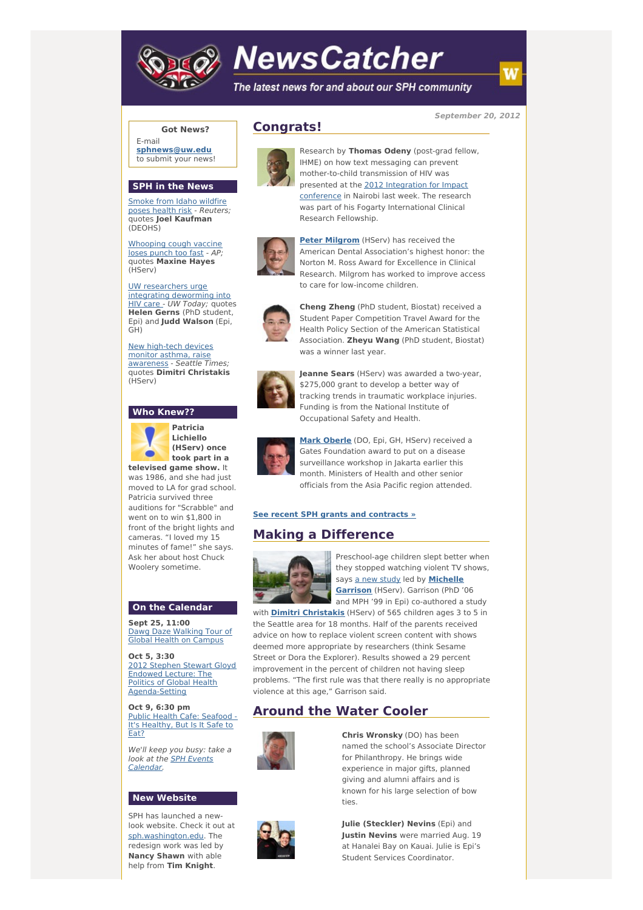# NewsCatcher

*The latest news for and about our SPH community*

**September 20, 2012**

**Got News?**
E-mail **sphnews@uw.edu** to submit your news!

## SPH in the News

Smoke from Idaho wildfire poses health risk - *Reuters;* quotes **Joel Kaufman** (DEOHS)

Whooping cough vaccine loses punch too fast - *AP;* quotes **Maxine Hayes** (HServ)

UW researchers urge integrating deworming into HIV care - *UW Today;* quotes **Helen Gerns** (PhD student, Epi) and **Judd Walson** (Epi, GH)

New high-tech devices monitor asthma, raise awareness - *Seattle Times;* quotes **Dimitri Christakis** (HServ)

## Who Knew??

**Patricia Lichiello (HServ) once took part in a televised game show.** It was 1986, and she had just moved to LA for grad school. Patricia survived three auditions for "Scrabble" and went on to win $1,800 in front of the bright lights and cameras. "I loved my 15 minutes of fame!" she says. Ask her about host Chuck Woolery sometime.

## On the Calendar

**Sept 25, 11:00**
Dawg Daze Walking Tour of Global Health on Campus

**Oct 5, 3:30**
2012 Stephen Stewart Gloyd Endowed Lecture: The Politics of Global Health Agenda-Setting

**Oct 9, 6:30 pm**
Public Health Cafe: Seafood - It's Healthy, But Is It Safe to Eat?

*We'll keep you busy: take a look at the SPH Events Calendar.*

## New Website

SPH has launched a new-look website. Check it out at sph.washington.edu. The redesign work was led by **Nancy Shawn** with able help from **Tim Knight**.

## Congrats!

Research by **Thomas Odeny** (post-grad fellow, IHME) on how text messaging can prevent mother-to-child transmission of HIV was presented at the 2012 Integration for Impact conference in Nairobi last week. The research was part of his Fogarty International Clinical Research Fellowship.

**Peter Milgrom** (HServ) has received the American Dental Association's highest honor: the Norton M. Ross Award for Excellence in Clinical Research. Milgrom has worked to improve access to care for low-income children.

**Cheng Zheng** (PhD student, Biostat) received a Student Paper Competition Travel Award for the Health Policy Section of the American Statistical Association. **Zheyu Wang** (PhD student, Biostat) was a winner last year.

**Jeanne Sears** (HServ) was awarded a two-year, $275,000 grant to develop a better way of tracking trends in traumatic workplace injuries. Funding is from the National Institute of Occupational Safety and Health.

**Mark Oberle** (DO, Epi, GH, HServ) received a Gates Foundation award to put on a disease surveillance workshop in Jakarta earlier this month. Ministers of Health and other senior officials from the Asia Pacific region attended.

**See recent SPH grants and contracts »**

## Making a Difference

Preschool-age children slept better when they stopped watching violent TV shows, says a new study led by **Michelle Garrison** (HServ). Garrison (PhD '06 and MPH '99 in Epi) co-authored a study with **Dimitri Christakis** (HServ) of 565 children ages 3 to 5 in the Seattle area for 18 months. Half of the parents received advice on how to replace violent screen content with shows deemed more appropriate by researchers (think Sesame Street or Dora the Explorer). Results showed a 29 percent improvement in the percent of children not having sleep problems. "The first rule was that there really is no appropriate violence at this age," Garrison said.

## Around the Water Cooler

**Chris Wronsky** (DO) has been named the school's Associate Director for Philanthropy. He brings wide experience in major gifts, planned giving and alumni affairs and is known for his large selection of bow ties.

**Julie (Steckler) Nevins** (Epi) and **Justin Nevins** were married Aug. 19 at Hanalei Bay on Kauai. Julie is Epi's Student Services Coordinator.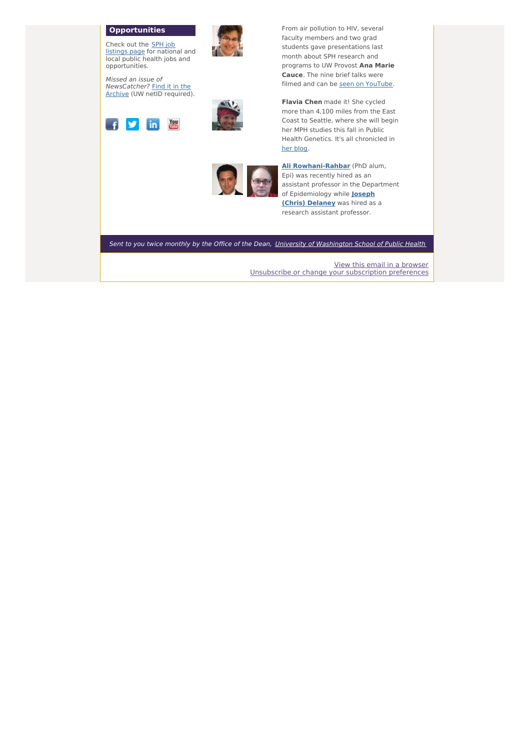## Opportunities

Check out the SPH job listings page for national and local public health jobs and opportunities.

*Missed an issue of NewsCatcher?* Find it in the Archive (UW netID required).

From air pollution to HIV, several faculty members and two grad students gave presentations last month about SPH research and programs to UW Provost **Ana Marie Cauce**. The nine brief talks were filmed and can be seen on YouTube.

**Flavia Chen** made it! She cycled more than 4,100 miles from the East Coast to Seattle, where she will begin her MPH studies this fall in Public Health Genetics. It's all chronicled in her blog.

**Ali Rowhani-Rahbar** (PhD alum, Epi) was recently hired as an assistant professor in the Department of Epidemiology while **Joseph (Chris) Delaney** was hired as a research assistant professor.

*Sent to you twice monthly by the Office of the Dean, University of Washington School of Public Health*

View this email in a browser
Unsubscribe or change your subscription preferences